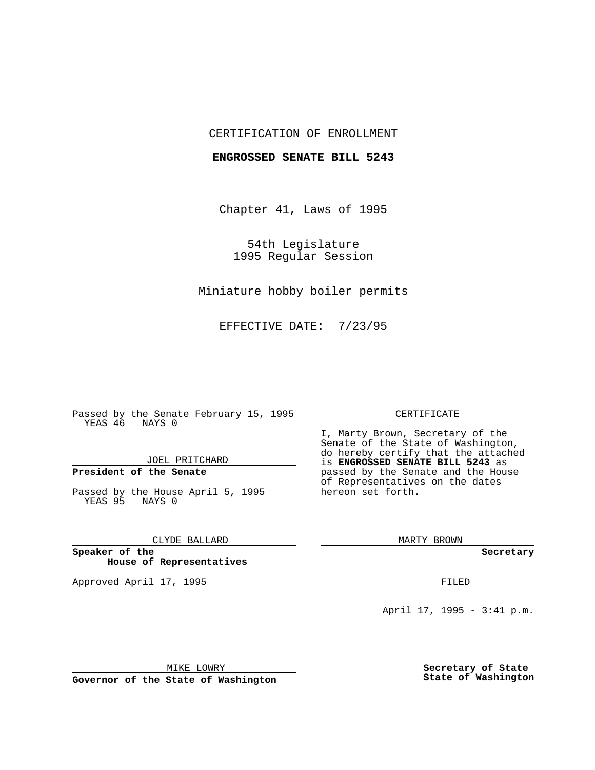CERTIFICATION OF ENROLLMENT

**ENGROSSED SENATE BILL 5243**

Chapter 41, Laws of 1995

54th Legislature
1995 Regular Session

Miniature hobby boiler permits

EFFECTIVE DATE: 7/23/95

Passed by the Senate February 15, 1995
YEAS 46 NAYS 0

JOEL PRITCHARD

**President of the Senate**

Passed by the House April 5, 1995
YEAS 95 NAYS 0

CLYDE BALLARD

**Speaker of the House of Representatives**

Approved April 17, 1995

MIKE LOWRY

**Governor of the State of Washington**

CERTIFICATE

I, Marty Brown, Secretary of the Senate of the State of Washington, do hereby certify that the attached is **ENGROSSED SENATE BILL 5243** as passed by the Senate and the House of Representatives on the dates hereon set forth.

MARTY BROWN

**Secretary**

FILED

April 17, 1995 - 3:41 p.m.

**Secretary of State**
**State of Washington**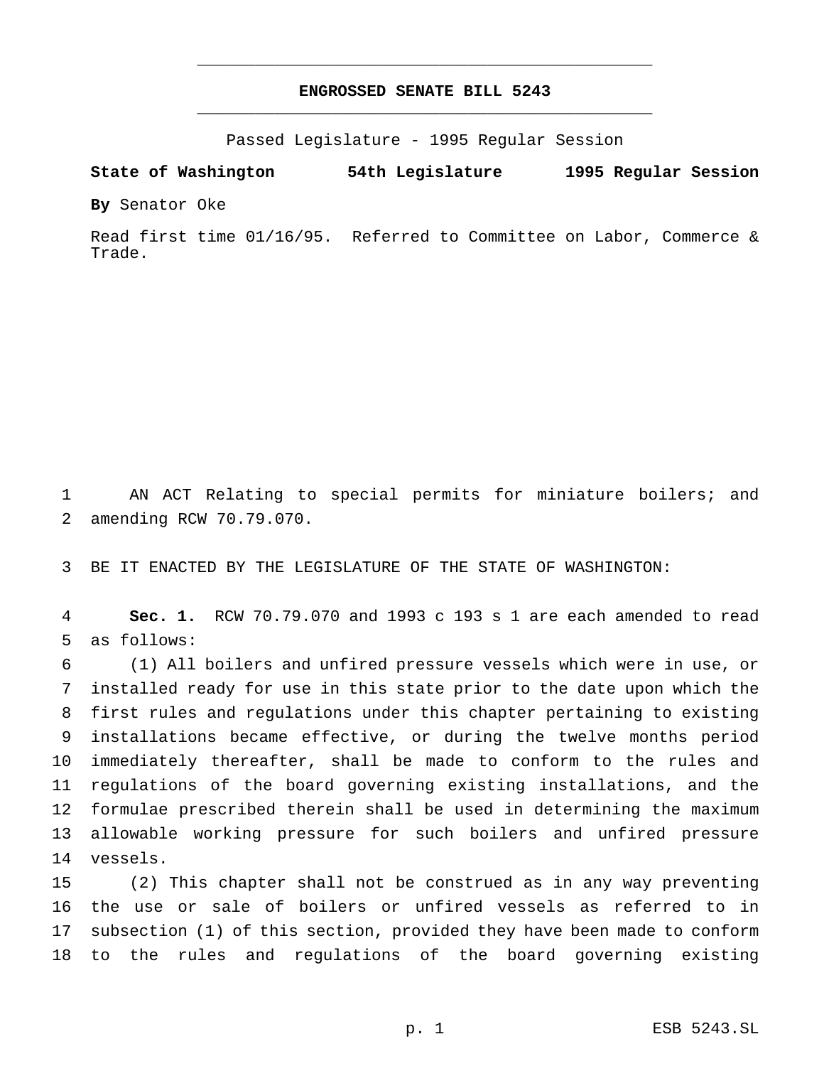# ENGROSSED SENATE BILL 5243

Passed Legislature - 1995 Regular Session

**State of Washington 54th Legislature 1995 Regular Session**

**By** Senator Oke

Read first time 01/16/95. Referred to Committee on Labor, Commerce & Trade.

AN ACT Relating to special permits for miniature boilers; and amending RCW 70.79.070.

BE IT ENACTED BY THE LEGISLATURE OF THE STATE OF WASHINGTON:

**Sec. 1.** RCW 70.79.070 and 1993 c 193 s 1 are each amended to read as follows:

(1) All boilers and unfired pressure vessels which were in use, or installed ready for use in this state prior to the date upon which the first rules and regulations under this chapter pertaining to existing installations became effective, or during the twelve months period immediately thereafter, shall be made to conform to the rules and regulations of the board governing existing installations, and the formulae prescribed therein shall be used in determining the maximum allowable working pressure for such boilers and unfired pressure vessels.

(2) This chapter shall not be construed as in any way preventing the use or sale of boilers or unfired vessels as referred to in subsection (1) of this section, provided they have been made to conform to the rules and regulations of the board governing existing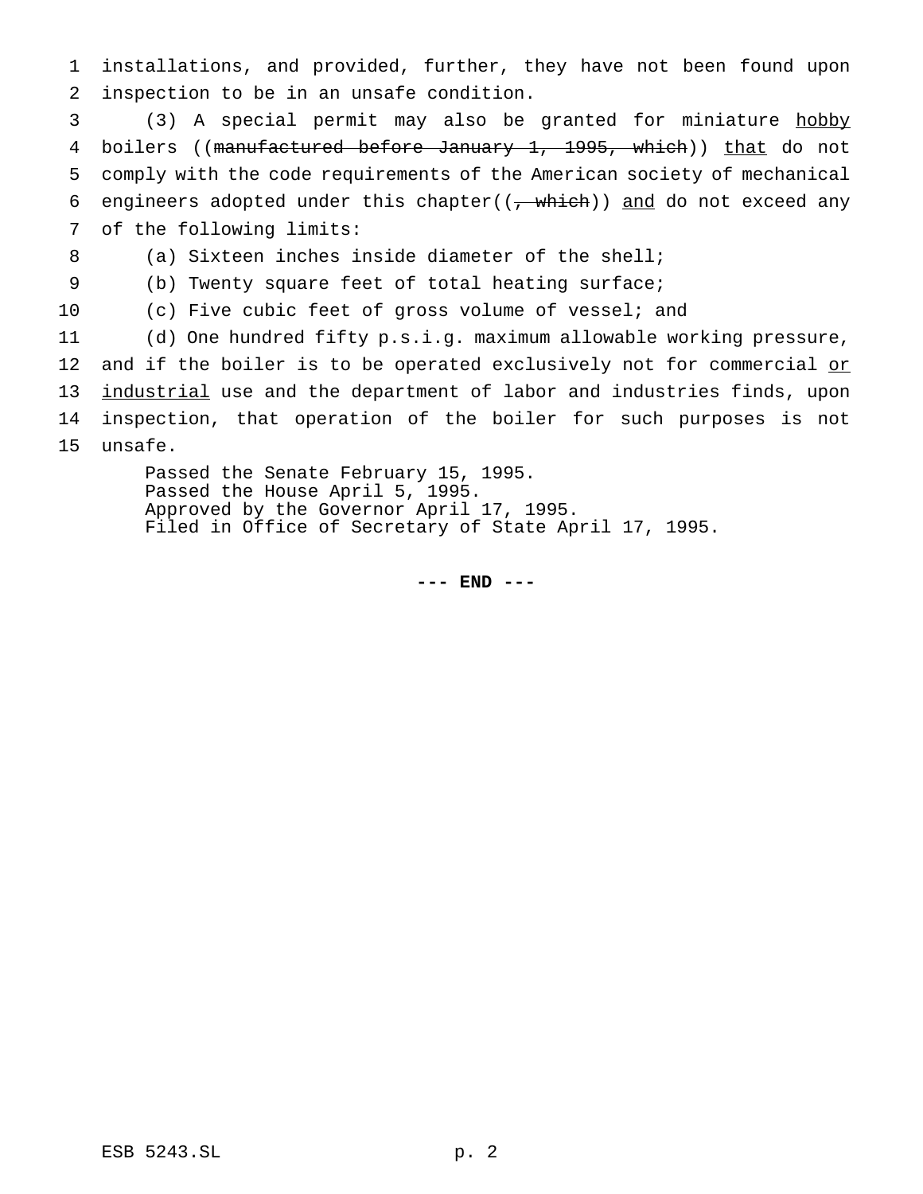installations, and provided, further, they have not been found upon inspection to be in an unsafe condition.

(3) A special permit may also be granted for miniature hobby boilers ((~~manufactured before January 1, 1995, which~~)) that do not comply with the code requirements of the American society of mechanical engineers adopted under this chapter((~~, which~~)) and do not exceed any of the following limits:

(a) Sixteen inches inside diameter of the shell;

(b) Twenty square feet of total heating surface;

(c) Five cubic feet of gross volume of vessel; and

(d) One hundred fifty p.s.i.g. maximum allowable working pressure, and if the boiler is to be operated exclusively not for commercial or industrial use and the department of labor and industries finds, upon inspection, that operation of the boiler for such purposes is not unsafe.

Passed the Senate February 15, 1995.
Passed the House April 5, 1995.
Approved by the Governor April 17, 1995.
Filed in Office of Secretary of State April 17, 1995.

**--- END ---**